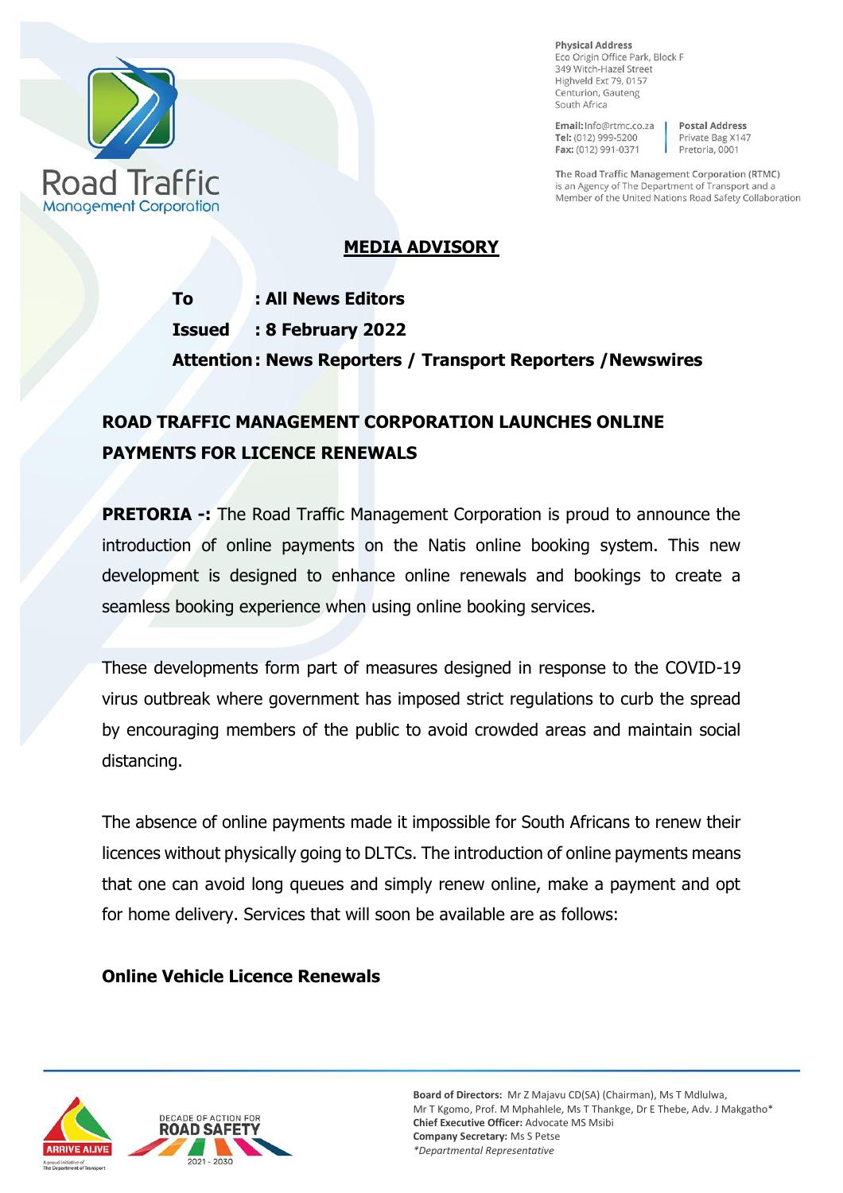Road Traffic Management Corporation

**Physical Address**
Eco Origin Office Park, Block F
349 Witch-Hazel Street
Highveld Ext 79, 0157
Centurion, Gauteng
South Africa

**Email:** Info@rtmc.co.za
**Tel:** (012) 999-5200
**Fax:** (012) 991-0371

**Postal Address**
Private Bag X147
Pretoria, 0001

The Road Traffic Management Corporation (RTMC) is an Agency of The Department of Transport and a Member of the United Nations Road Safety Collaboration

## MEDIA ADVISORY

**To : All News Editors**
**Issued : 8 February 2022**
**Attention: News Reporters / Transport Reporters /Newswires**

## ROAD TRAFFIC MANAGEMENT CORPORATION LAUNCHES ONLINE PAYMENTS FOR LICENCE RENEWALS

**PRETORIA -:** The Road Traffic Management Corporation is proud to announce the introduction of online payments on the Natis online booking system. This new development is designed to enhance online renewals and bookings to create a seamless booking experience when using online booking services.

These developments form part of measures designed in response to the COVID-19 virus outbreak where government has imposed strict regulations to curb the spread by encouraging members of the public to avoid crowded areas and maintain social distancing.

The absence of online payments made it impossible for South Africans to renew their licences without physically going to DLTCs. The introduction of online payments means that one can avoid long queues and simply renew online, make a payment and opt for home delivery. Services that will soon be available are as follows:

**Online Vehicle Licence Renewals**

**Board of Directors:** Mr Z Majavu CD(SA) (Chairman), Ms T Mdlulwa, Mr T Kgomo, Prof. M Mphahlele, Ms T Thankge, Dr E Thebe, Adv. J Makgatho*
**Chief Executive Officer:** Advocate MS Msibi
**Company Secretary:** Ms S Petse
*Departmental Representative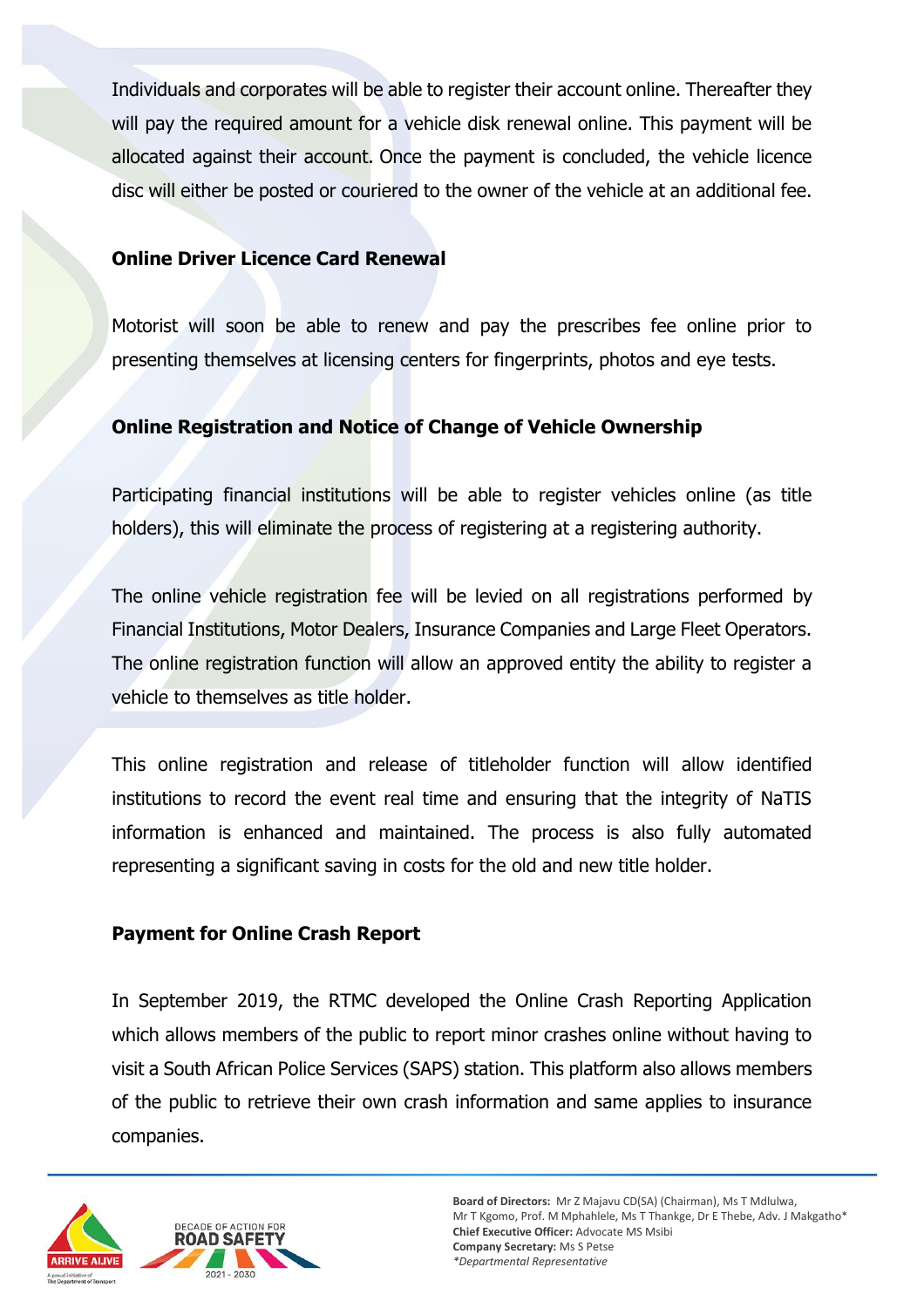Individuals and corporates will be able to register their account online. Thereafter they will pay the required amount for a vehicle disk renewal online. This payment will be allocated against their account. Once the payment is concluded, the vehicle licence disc will either be posted or couriered to the owner of the vehicle at an additional fee.

**Online Driver Licence Card Renewal**

Motorist will soon be able to renew and pay the prescribes fee online prior to presenting themselves at licensing centers for fingerprints, photos and eye tests.

**Online Registration and Notice of Change of Vehicle Ownership**

Participating financial institutions will be able to register vehicles online (as title holders), this will eliminate the process of registering at a registering authority.

The online vehicle registration fee will be levied on all registrations performed by Financial Institutions, Motor Dealers, Insurance Companies and Large Fleet Operators. The online registration function will allow an approved entity the ability to register a vehicle to themselves as title holder.

This online registration and release of titleholder function will allow identified institutions to record the event real time and ensuring that the integrity of NaTIS information is enhanced and maintained. The process is also fully automated representing a significant saving in costs for the old and new title holder.

**Payment for Online Crash Report**

In September 2019, the RTMC developed the Online Crash Reporting Application which allows members of the public to report minor crashes online without having to visit a South African Police Services (SAPS) station. This platform also allows members of the public to retrieve their own crash information and same applies to insurance companies.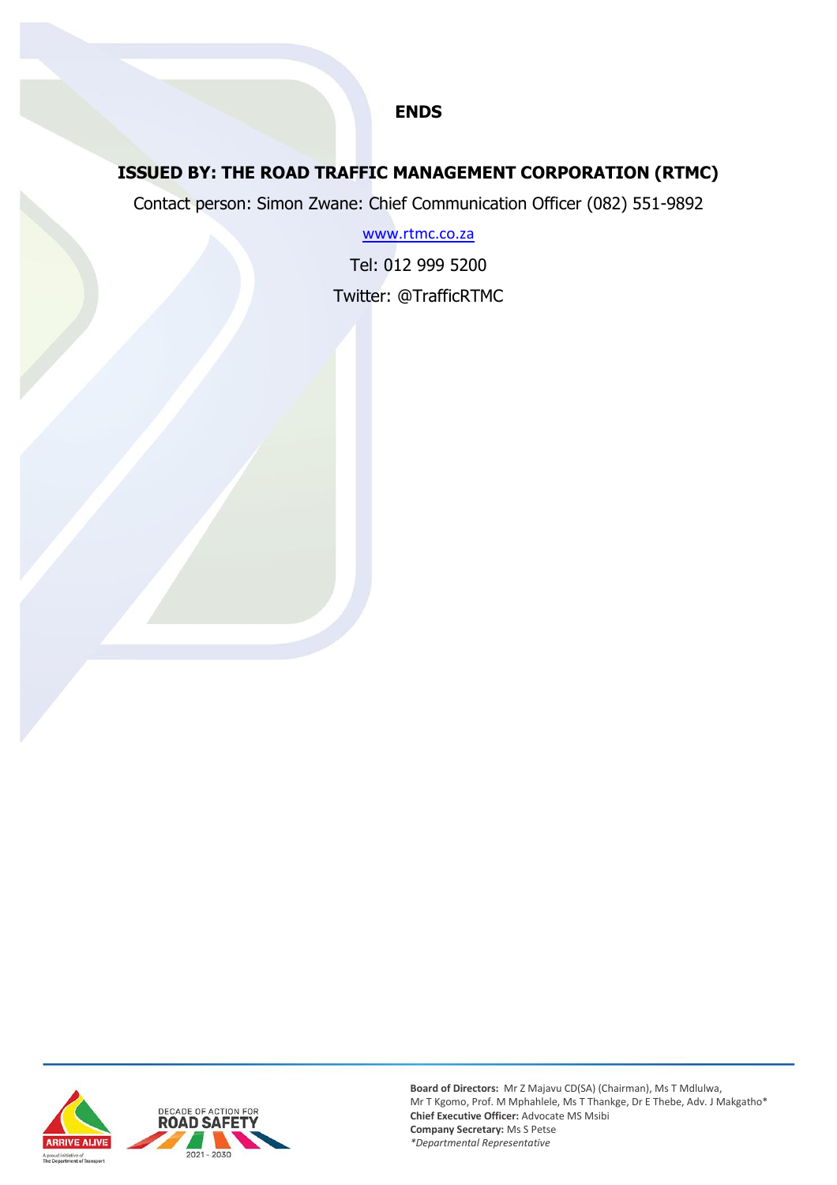**ENDS**

**ISSUED BY: THE ROAD TRAFFIC MANAGEMENT CORPORATION (RTMC)**

Contact person: Simon Zwane: Chief Communication Officer (082) 551-9892

www.rtmc.co.za

Tel: 012 999 5200

Twitter: @TrafficRTMC

**Board of Directors:** Mr Z Majavu CD(SA) (Chairman), Ms T Mdlulwa, Mr T Kgomo, Prof. M Mphahlele, Ms T Thankge, Dr E Thebe, Adv. J Makgatho*
**Chief Executive Officer:** Advocate MS Msibi
**Company Secretary:** Ms S Petse
*\*Departmental Representative*